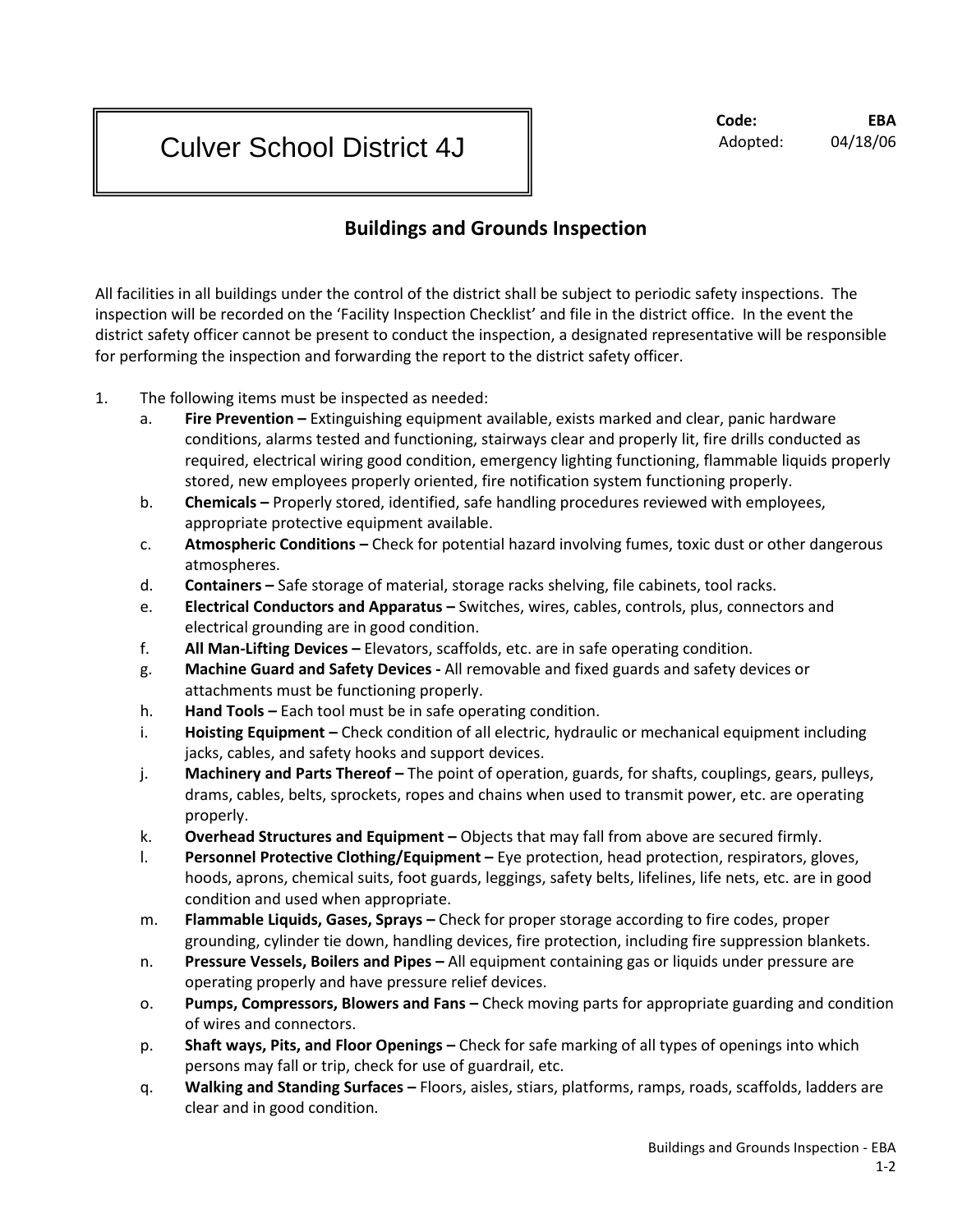# Culver School District 4J

**Code:** **EBA**
Adopted: 04/18/06

## Buildings and Grounds Inspection

All facilities in all buildings under the control of the district shall be subject to periodic safety inspections. The inspection will be recorded on the 'Facility Inspection Checklist' and file in the district office. In the event the district safety officer cannot be present to conduct the inspection, a designated representative will be responsible for performing the inspection and forwarding the report to the district safety officer.

1. The following items must be inspected as needed:
   a. **Fire Prevention –** Extinguishing equipment available, exists marked and clear, panic hardware conditions, alarms tested and functioning, stairways clear and properly lit, fire drills conducted as required, electrical wiring good condition, emergency lighting functioning, flammable liquids properly stored, new employees properly oriented, fire notification system functioning properly.
   b. **Chemicals –** Properly stored, identified, safe handling procedures reviewed with employees, appropriate protective equipment available.
   c. **Atmospheric Conditions –** Check for potential hazard involving fumes, toxic dust or other dangerous atmospheres.
   d. **Containers –** Safe storage of material, storage racks shelving, file cabinets, tool racks.
   e. **Electrical Conductors and Apparatus –** Switches, wires, cables, controls, plus, connectors and electrical grounding are in good condition.
   f. **All Man-Lifting Devices –** Elevators, scaffolds, etc. are in safe operating condition.
   g. **Machine Guard and Safety Devices -** All removable and fixed guards and safety devices or attachments must be functioning properly.
   h. **Hand Tools –** Each tool must be in safe operating condition.
   i. **Hoisting Equipment –** Check condition of all electric, hydraulic or mechanical equipment including jacks, cables, and safety hooks and support devices.
   j. **Machinery and Parts Thereof –** The point of operation, guards, for shafts, couplings, gears, pulleys, drams, cables, belts, sprockets, ropes and chains when used to transmit power, etc. are operating properly.
   k. **Overhead Structures and Equipment –** Objects that may fall from above are secured firmly.
   l. **Personnel Protective Clothing/Equipment –** Eye protection, head protection, respirators, gloves, hoods, aprons, chemical suits, foot guards, leggings, safety belts, lifelines, life nets, etc. are in good condition and used when appropriate.
   m. **Flammable Liquids, Gases, Sprays –** Check for proper storage according to fire codes, proper grounding, cylinder tie down, handling devices, fire protection, including fire suppression blankets.
   n. **Pressure Vessels, Boilers and Pipes –** All equipment containing gas or liquids under pressure are operating properly and have pressure relief devices.
   o. **Pumps, Compressors, Blowers and Fans –** Check moving parts for appropriate guarding and condition of wires and connectors.
   p. **Shaft ways, Pits, and Floor Openings –** Check for safe marking of all types of openings into which persons may fall or trip, check for use of guardrail, etc.
   q. **Walking and Standing Surfaces –** Floors, aisles, stiars, platforms, ramps, roads, scaffolds, ladders are clear and in good condition.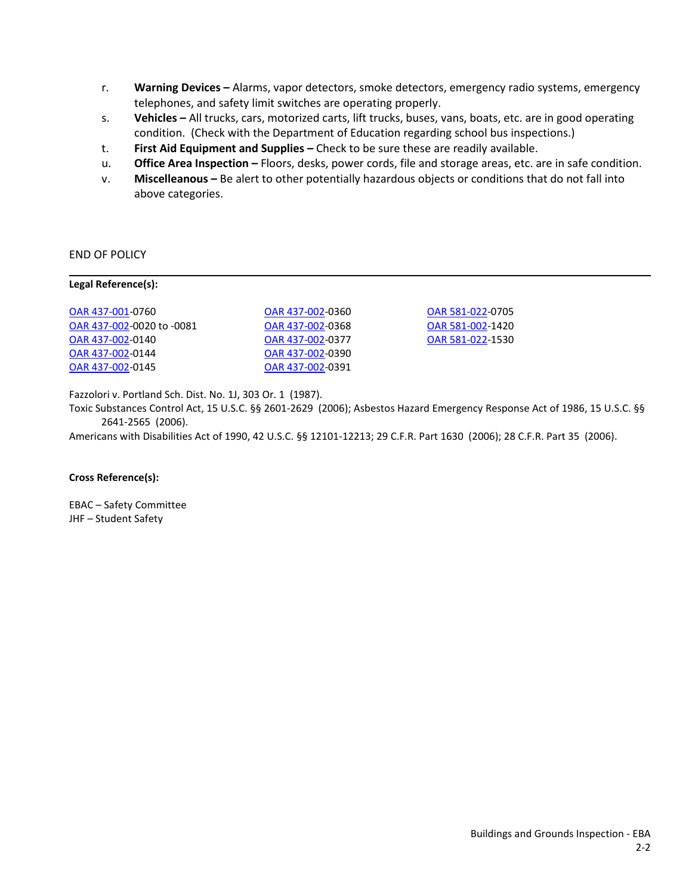r. **Warning Devices –** Alarms, vapor detectors, smoke detectors, emergency radio systems, emergency telephones, and safety limit switches are operating properly.

s. **Vehicles –** All trucks, cars, motorized carts, lift trucks, buses, vans, boats, etc. are in good operating condition. (Check with the Department of Education regarding school bus inspections.)

t. **First Aid Equipment and Supplies –** Check to be sure these are readily available.

u. **Office Area Inspection –** Floors, desks, power cords, file and storage areas, etc. are in safe condition.

v. **Miscelleanous –** Be alert to other potentially hazardous objects or conditions that do not fall into above categories.

END OF POLICY

---

**Legal Reference(s):**

OAR 437-001-0760
OAR 437-002-0020 to -0081
OAR 437-002-0140
OAR 437-002-0144
OAR 437-002-0145
OAR 437-002-0360
OAR 437-002-0368
OAR 437-002-0377
OAR 437-002-0390
OAR 437-002-0391
OAR 581-022-0705
OAR 581-002-1420
OAR 581-022-1530

Fazzolori v. Portland Sch. Dist. No. 1J, 303 Or. 1 (1987).

Toxic Substances Control Act, 15 U.S.C. §§ 2601-2629 (2006); Asbestos Hazard Emergency Response Act of 1986, 15 U.S.C. §§ 2641-2565 (2006).

Americans with Disabilities Act of 1990, 42 U.S.C. §§ 12101-12213; 29 C.F.R. Part 1630 (2006); 28 C.F.R. Part 35 (2006).

**Cross Reference(s):**

EBAC – Safety Committee
JHF – Student Safety